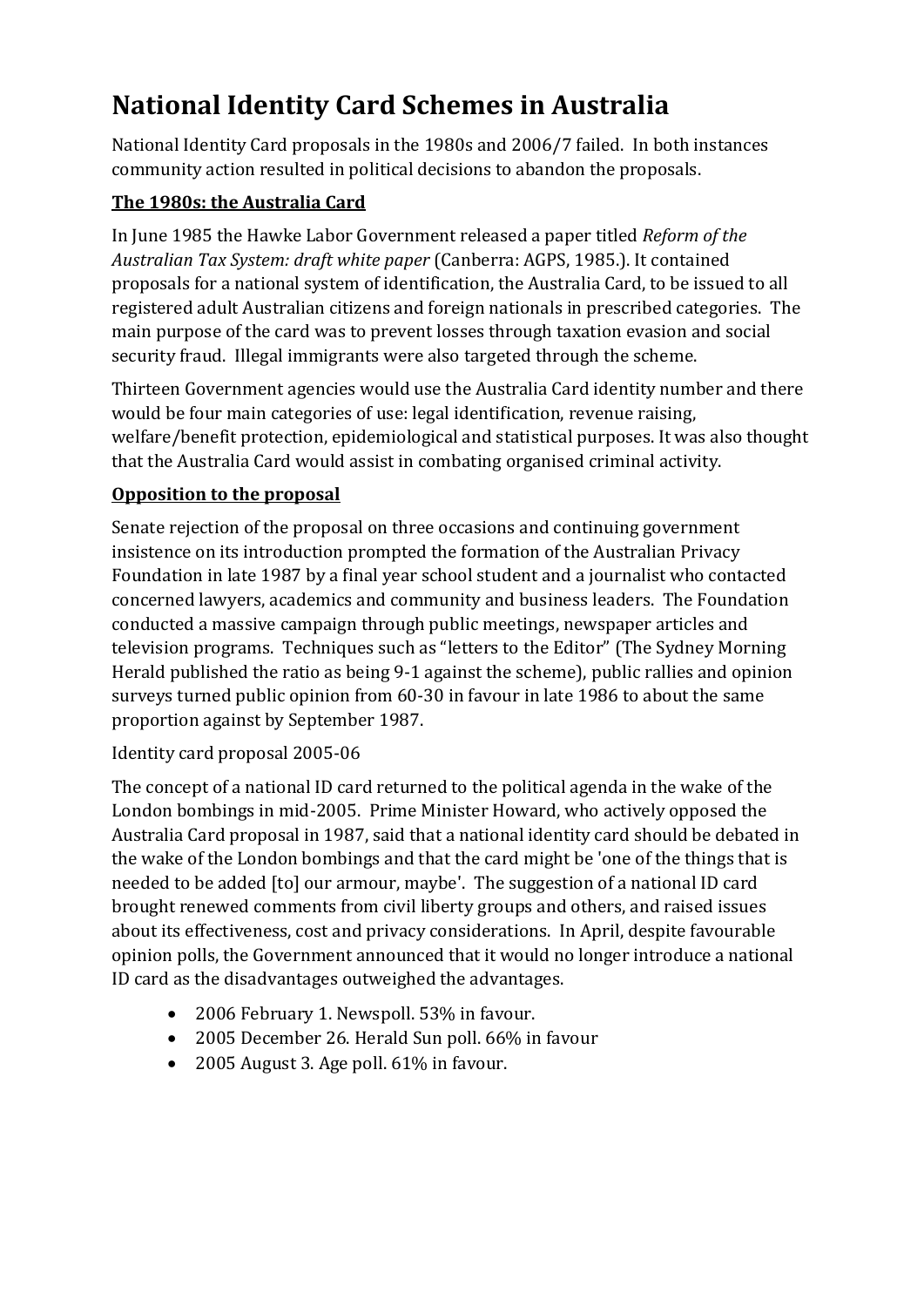# National Identity Card Schemes in Australia

National Identity Card proposals in the 1980s and 2006/7 failed. In both instances community action resulted in political decisions to abandon the proposals.

## The 1980s: the Australia Card

In June 1985 the Hawke Labor Government released a paper titled *Reform of the Australian Tax System: draft white paper* (Canberra: AGPS, 1985.). It contained proposals for a national system of identification, the Australia Card, to be issued to all registered adult Australian citizens and foreign nationals in prescribed categories. The main purpose of the card was to prevent losses through taxation evasion and social security fraud. Illegal immigrants were also targeted through the scheme.

Thirteen Government agencies would use the Australia Card identity number and there would be four main categories of use: legal identification, revenue raising, welfare/benefit protection, epidemiological and statistical purposes. It was also thought that the Australia Card would assist in combating organised criminal activity.

## Opposition to the proposal

Senate rejection of the proposal on three occasions and continuing government insistence on its introduction prompted the formation of the Australian Privacy Foundation in late 1987 by a final year school student and a journalist who contacted concerned lawyers, academics and community and business leaders. The Foundation conducted a massive campaign through public meetings, newspaper articles and television programs. Techniques such as "letters to the Editor" (The Sydney Morning Herald published the ratio as being 9-1 against the scheme), public rallies and opinion surveys turned public opinion from 60-30 in favour in late 1986 to about the same proportion against by September 1987.

Identity card proposal 2005-06

The concept of a national ID card returned to the political agenda in the wake of the London bombings in mid-2005. Prime Minister Howard, who actively opposed the Australia Card proposal in 1987, said that a national identity card should be debated in the wake of the London bombings and that the card might be 'one of the things that is needed to be added [to] our armour, maybe'. The suggestion of a national ID card brought renewed comments from civil liberty groups and others, and raised issues about its effectiveness, cost and privacy considerations. In April, despite favourable opinion polls, the Government announced that it would no longer introduce a national ID card as the disadvantages outweighed the advantages.

- 2006 February 1. Newspoll. 53% in favour.
- 2005 December 26. Herald Sun poll. 66% in favour
- 2005 August 3. Age poll. 61% in favour.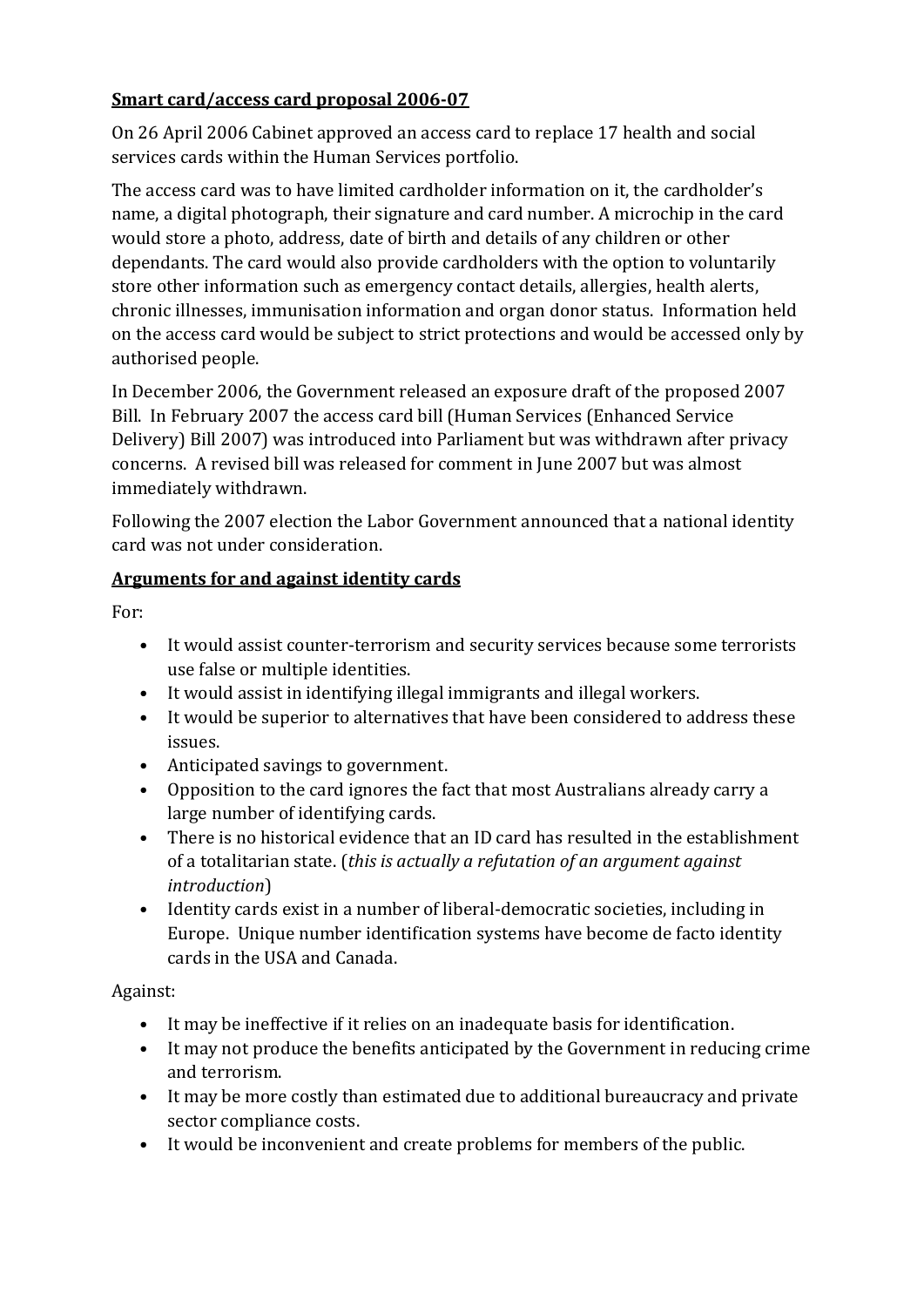## Smart card/access card proposal 2006-07

On 26 April 2006 Cabinet approved an access card to replace 17 health and social services cards within the Human Services portfolio.

The access card was to have limited cardholder information on it, the cardholder's name, a digital photograph, their signature and card number. A microchip in the card would store a photo, address, date of birth and details of any children or other dependants. The card would also provide cardholders with the option to voluntarily store other information such as emergency contact details, allergies, health alerts, chronic illnesses, immunisation information and organ donor status. Information held on the access card would be subject to strict protections and would be accessed only by authorised people.

In December 2006, the Government released an exposure draft of the proposed 2007 Bill. In February 2007 the access card bill (Human Services (Enhanced Service Delivery) Bill 2007) was introduced into Parliament but was withdrawn after privacy concerns. A revised bill was released for comment in June 2007 but was almost immediately withdrawn.

Following the 2007 election the Labor Government announced that a national identity card was not under consideration.

## Arguments for and against identity cards

For:

- It would assist counter-terrorism and security services because some terrorists use false or multiple identities.
- It would assist in identifying illegal immigrants and illegal workers.
- It would be superior to alternatives that have been considered to address these issues.
- Anticipated savings to government.
- Opposition to the card ignores the fact that most Australians already carry a large number of identifying cards.
- There is no historical evidence that an ID card has resulted in the establishment of a totalitarian state. (*this is actually a refutation of an argument against introduction*)
- Identity cards exist in a number of liberal-democratic societies, including in Europe. Unique number identification systems have become de facto identity cards in the USA and Canada.

Against:

- It may be ineffective if it relies on an inadequate basis for identification.
- It may not produce the benefits anticipated by the Government in reducing crime and terrorism.
- It may be more costly than estimated due to additional bureaucracy and private sector compliance costs.
- It would be inconvenient and create problems for members of the public.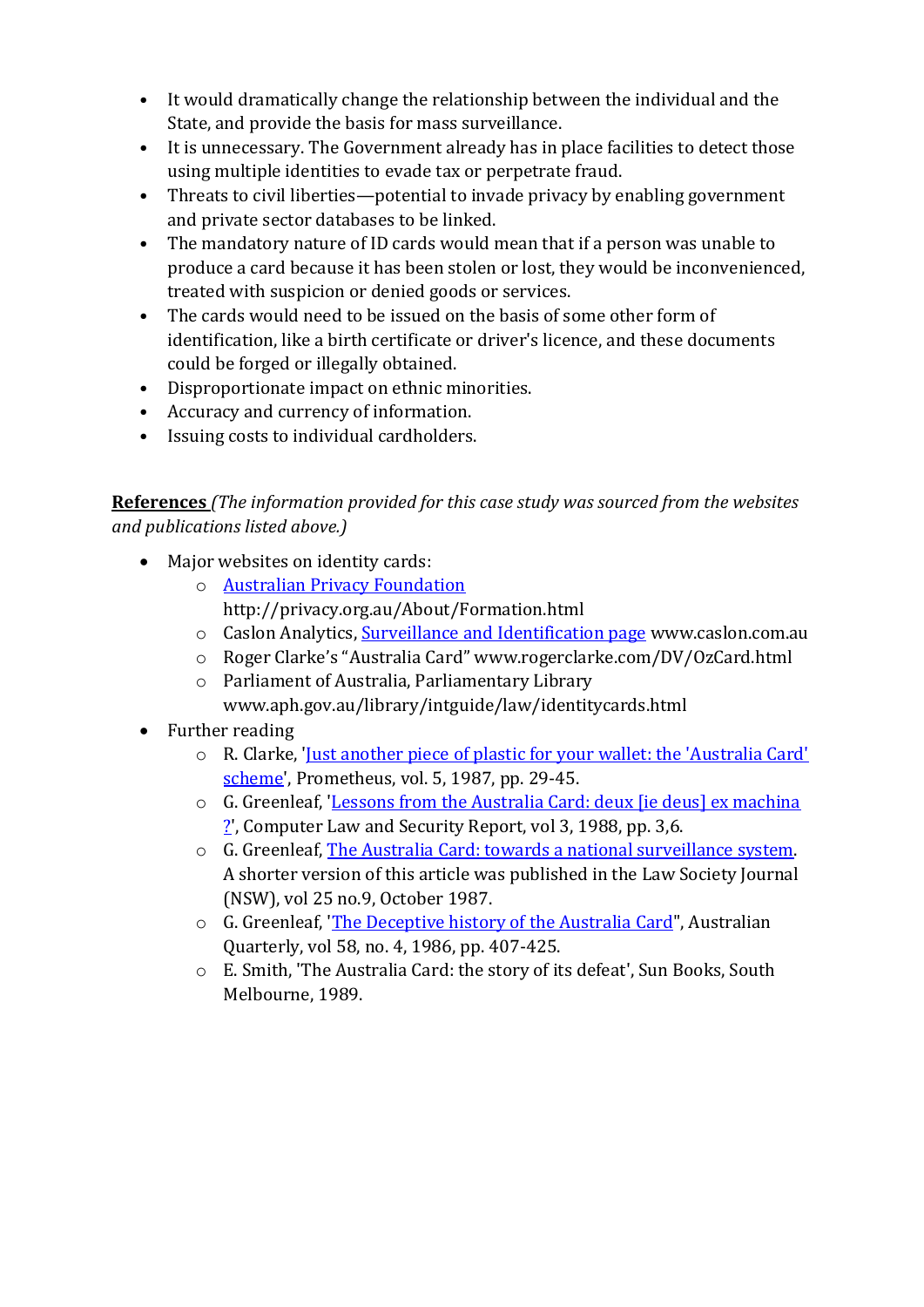- It would dramatically change the relationship between the individual and the State, and provide the basis for mass surveillance.
- It is unnecessary. The Government already has in place facilities to detect those using multiple identities to evade tax or perpetrate fraud.
- Threats to civil liberties—potential to invade privacy by enabling government and private sector databases to be linked.
- The mandatory nature of ID cards would mean that if a person was unable to produce a card because it has been stolen or lost, they would be inconvenienced, treated with suspicion or denied goods or services.
- The cards would need to be issued on the basis of some other form of identification, like a birth certificate or driver's licence, and these documents could be forged or illegally obtained.
- Disproportionate impact on ethnic minorities.
- Accuracy and currency of information.
- Issuing costs to individual cardholders.

**References** *(The information provided for this case study was sourced from the websites and publications listed above.)*

- Major websites on identity cards:
  - Australian Privacy Foundation http://privacy.org.au/About/Formation.html
  - Caslon Analytics, Surveillance and Identification page www.caslon.com.au
  - Roger Clarke's "Australia Card" www.rogerclarke.com/DV/OzCard.html
  - Parliament of Australia, Parliamentary Library www.aph.gov.au/library/intguide/law/identitycards.html
- Further reading
  - R. Clarke, 'Just another piece of plastic for your wallet: the 'Australia Card' scheme', Prometheus, vol. 5, 1987, pp. 29-45.
  - G. Greenleaf, 'Lessons from the Australia Card: deux [ie deus] ex machina ?', Computer Law and Security Report, vol 3, 1988, pp. 3,6.
  - G. Greenleaf, The Australia Card: towards a national surveillance system. A shorter version of this article was published in the Law Society Journal (NSW), vol 25 no.9, October 1987.
  - G. Greenleaf, 'The Deceptive history of the Australia Card", Australian Quarterly, vol 58, no. 4, 1986, pp. 407-425.
  - E. Smith, 'The Australia Card: the story of its defeat', Sun Books, South Melbourne, 1989.